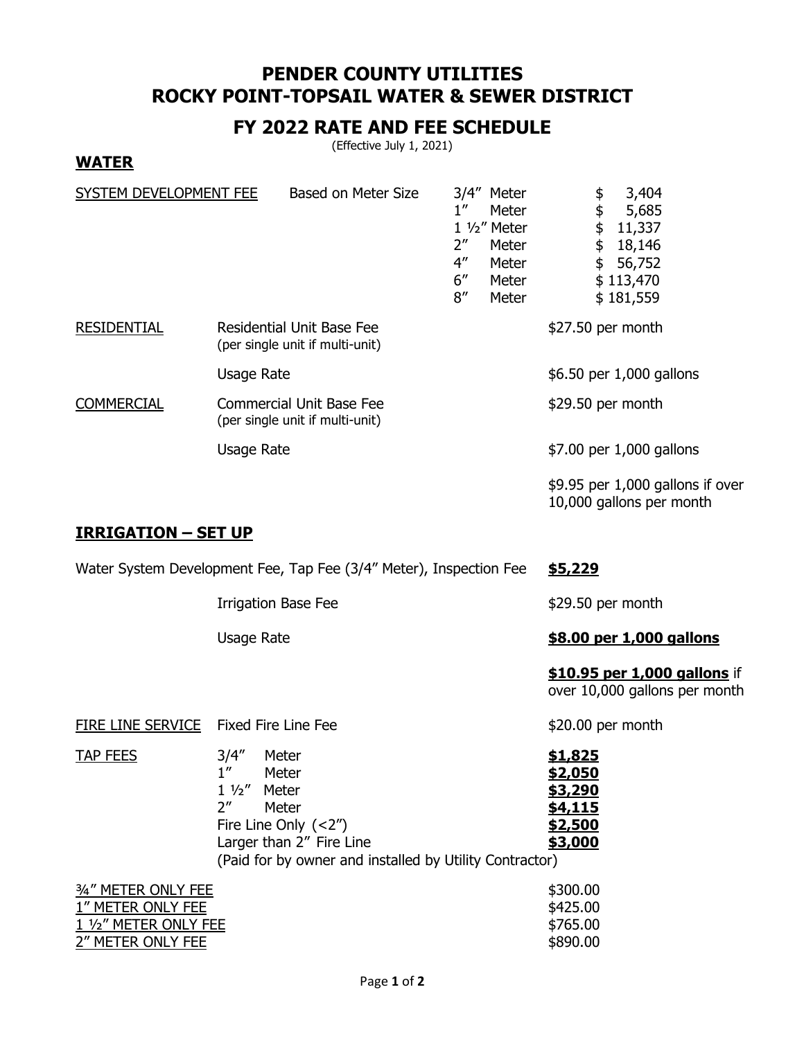# PENDER COUNTY UTILITIES
# ROCKY POINT-TOPSAIL WATER & SEWER DISTRICT

## FY 2022 RATE AND FEE SCHEDULE

(Effective July 1, 2021)

## WATER

| | | | |
|---|---|---|---|
| SYSTEM DEVELOPMENT FEE | Based on Meter Size | 3/4" Meter | $ 3,404 |
| | | 1" Meter | $ 5,685 |
| | | 1 ½" Meter | $ 11,337 |
| | | 2" Meter | $ 18,146 |
| | | 4" Meter | $ 56,752 |
| | | 6" Meter | $ 113,470 |
| | | 8" Meter | $ 181,559 |

| | | |
|---|---|---|
| RESIDENTIAL | Residential Unit Base Fee (per single unit if multi-unit) | $27.50 per month |
| | Usage Rate | $6.50 per 1,000 gallons |
| COMMERCIAL | Commercial Unit Base Fee (per single unit if multi-unit) | $29.50 per month |
| | Usage Rate | $7.00 per 1,000 gallons |
| | | $9.95 per 1,000 gallons if over 10,000 gallons per month |

## IRRIGATION – SET UP

| | |
|---|---|
| Water System Development Fee, Tap Fee (3/4" Meter), Inspection Fee | **$5,229** |
| Irrigation Base Fee | $29.50 per month |
| Usage Rate | **$8.00 per 1,000 gallons** |
| | **$10.95 per 1,000 gallons** if over 10,000 gallons per month |

| | | |
|---|---|---|
| FIRE LINE SERVICE | Fixed Fire Line Fee | $20.00 per month |
| TAP FEES | 3/4" Meter | **$1,825** |
| | 1" Meter | **$2,050** |
| | 1 ½" Meter | **$3,290** |
| | 2" Meter | **$4,115** |
| | Fire Line Only (<2") | **$2,500** |
| | Larger than 2" Fire Line | **$3,000** |
| | (Paid for by owner and installed by Utility Contractor) | |

| | |
|---|---|
| ¾" METER ONLY FEE | $300.00 |
| 1" METER ONLY FEE | $425.00 |
| 1 ½" METER ONLY FEE | $765.00 |
| 2" METER ONLY FEE | $890.00 |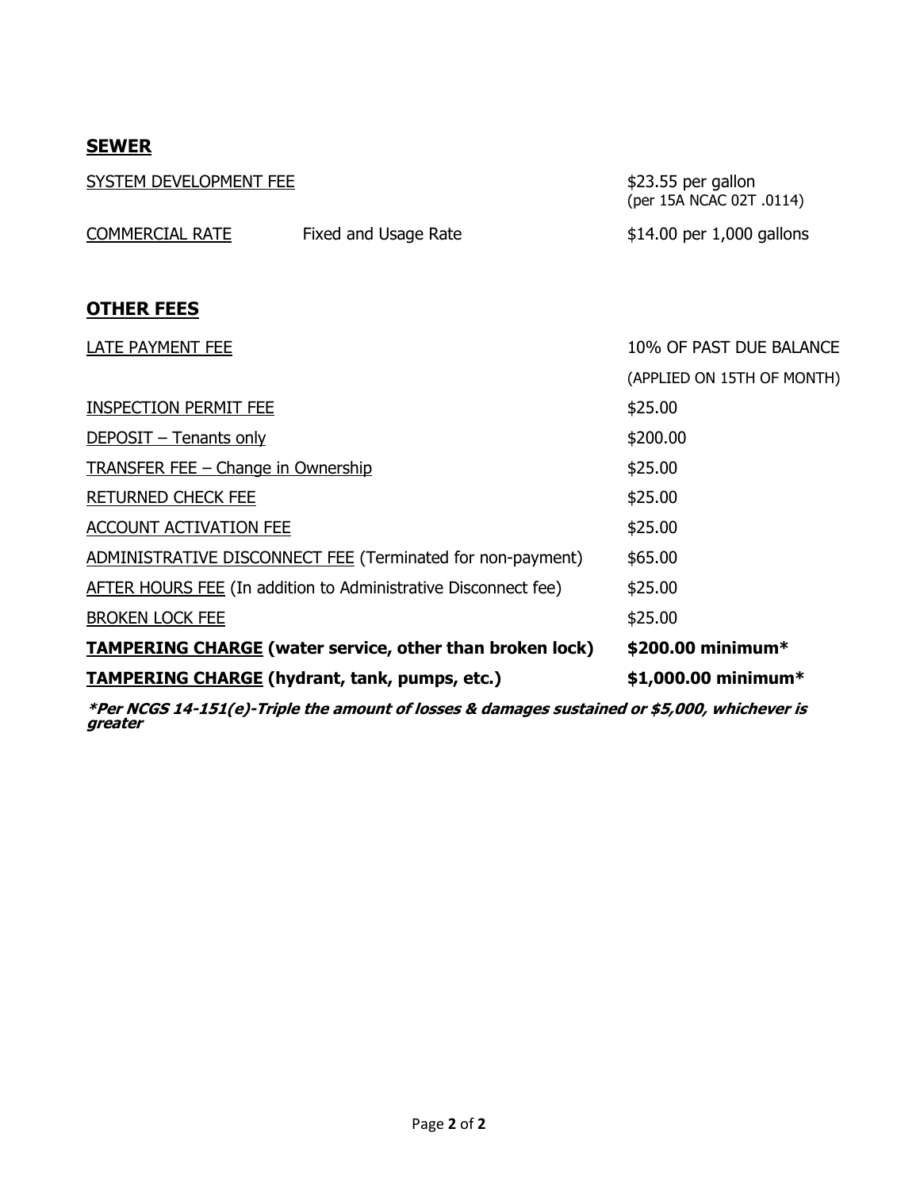## SEWER

| | | |
|---|---|---|
| SYSTEM DEVELOPMENT FEE | | $23.55 per gallon (per 15A NCAC 02T .0114) |
| COMMERCIAL RATE | Fixed and Usage Rate | $14.00 per 1,000 gallons |

## OTHER FEES

| | |
|---|---|
| LATE PAYMENT FEE | 10% OF PAST DUE BALANCE (APPLIED ON 15TH OF MONTH) |
| INSPECTION PERMIT FEE | $25.00 |
| DEPOSIT – Tenants only | $200.00 |
| TRANSFER FEE – Change in Ownership | $25.00 |
| RETURNED CHECK FEE | $25.00 |
| ACCOUNT ACTIVATION FEE | $25.00 |
| ADMINISTRATIVE DISCONNECT FEE (Terminated for non-payment) | $65.00 |
| AFTER HOURS FEE (In addition to Administrative Disconnect fee) | $25.00 |
| BROKEN LOCK FEE | $25.00 |
| **TAMPERING CHARGE (water service, other than broken lock)** | **$200.00 minimum*** |
| **TAMPERING CHARGE (hydrant, tank, pumps, etc.)** | **$1,000.00 minimum*** |

***Per NCGS 14-151(e)-Triple the amount of losses & damages sustained or $5,000, whichever is greater***